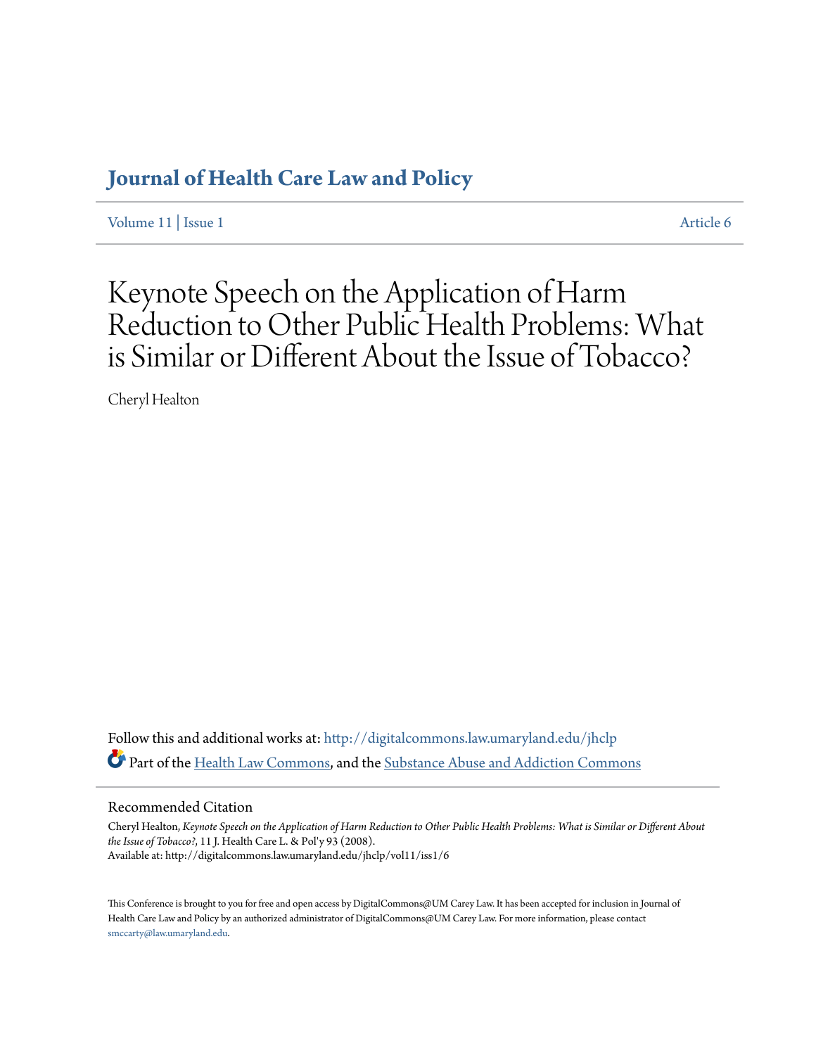# Journal of Health Care Law and Policy

Volume 11 | Issue 1 Article 6

# Keynote Speech on the Application of Harm Reduction to Other Public Health Problems: What is Similar or Different About the Issue of Tobacco?

Cheryl Healton

Follow this and additional works at: http://digitalcommons.law.umaryland.edu/jhclp

Part of the Health Law Commons, and the Substance Abuse and Addiction Commons

## Recommended Citation

Cheryl Healton, *Keynote Speech on the Application of Harm Reduction to Other Public Health Problems: What is Similar or Different About the Issue of Tobacco?*, 11 J. Health Care L. & Pol'y 93 (2008).
Available at: http://digitalcommons.law.umaryland.edu/jhclp/vol11/iss1/6

This Conference is brought to you for free and open access by DigitalCommons@UM Carey Law. It has been accepted for inclusion in Journal of Health Care Law and Policy by an authorized administrator of DigitalCommons@UM Carey Law. For more information, please contact smccarty@law.umaryland.edu.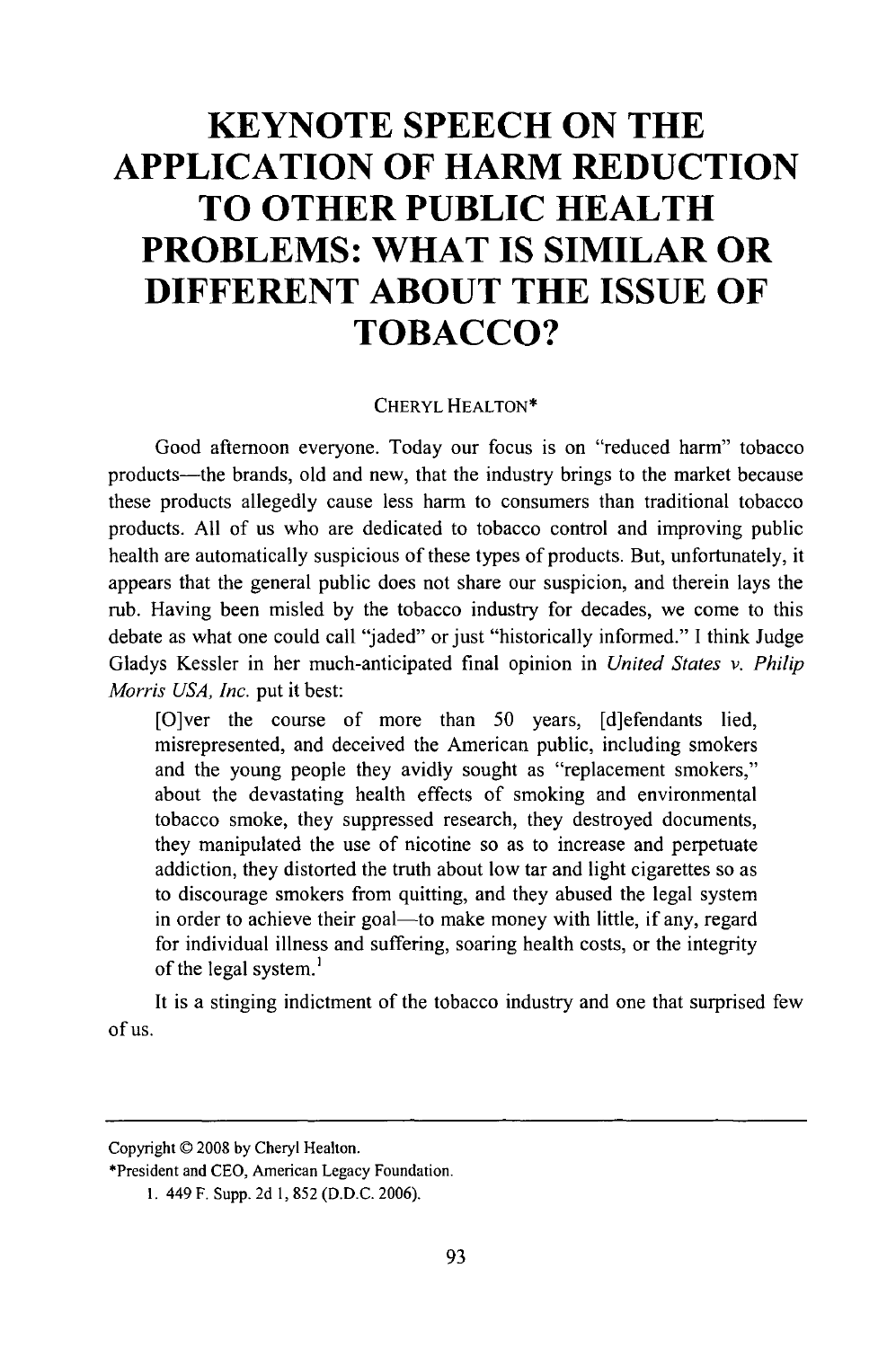# KEYNOTE SPEECH ON THE APPLICATION OF HARM REDUCTION TO OTHER PUBLIC HEALTH PROBLEMS: WHAT IS SIMILAR OR DIFFERENT ABOUT THE ISSUE OF TOBACCO?

CHERYL HEALTON*

Good afternoon everyone. Today our focus is on "reduced harm" tobacco products—the brands, old and new, that the industry brings to the market because these products allegedly cause less harm to consumers than traditional tobacco products. All of us who are dedicated to tobacco control and improving public health are automatically suspicious of these types of products. But, unfortunately, it appears that the general public does not share our suspicion, and therein lays the rub. Having been misled by the tobacco industry for decades, we come to this debate as what one could call "jaded" or just "historically informed." I think Judge Gladys Kessler in her much-anticipated final opinion in *United States v. Philip Morris USA, Inc.* put it best:

> [O]ver the course of more than 50 years, [d]efendants lied, misrepresented, and deceived the American public, including smokers and the young people they avidly sought as "replacement smokers," about the devastating health effects of smoking and environmental tobacco smoke, they suppressed research, they destroyed documents, they manipulated the use of nicotine so as to increase and perpetuate addiction, they distorted the truth about low tar and light cigarettes so as to discourage smokers from quitting, and they abused the legal system in order to achieve their goal—to make money with little, if any, regard for individual illness and suffering, soaring health costs, or the integrity of the legal system.[1]

It is a stinging indictment of the tobacco industry and one that surprised few of us.

---

Copyright © 2008 by Cheryl Healton.

*President and CEO, American Legacy Foundation.

1. 449 F. Supp. 2d 1, 852 (D.D.C. 2006).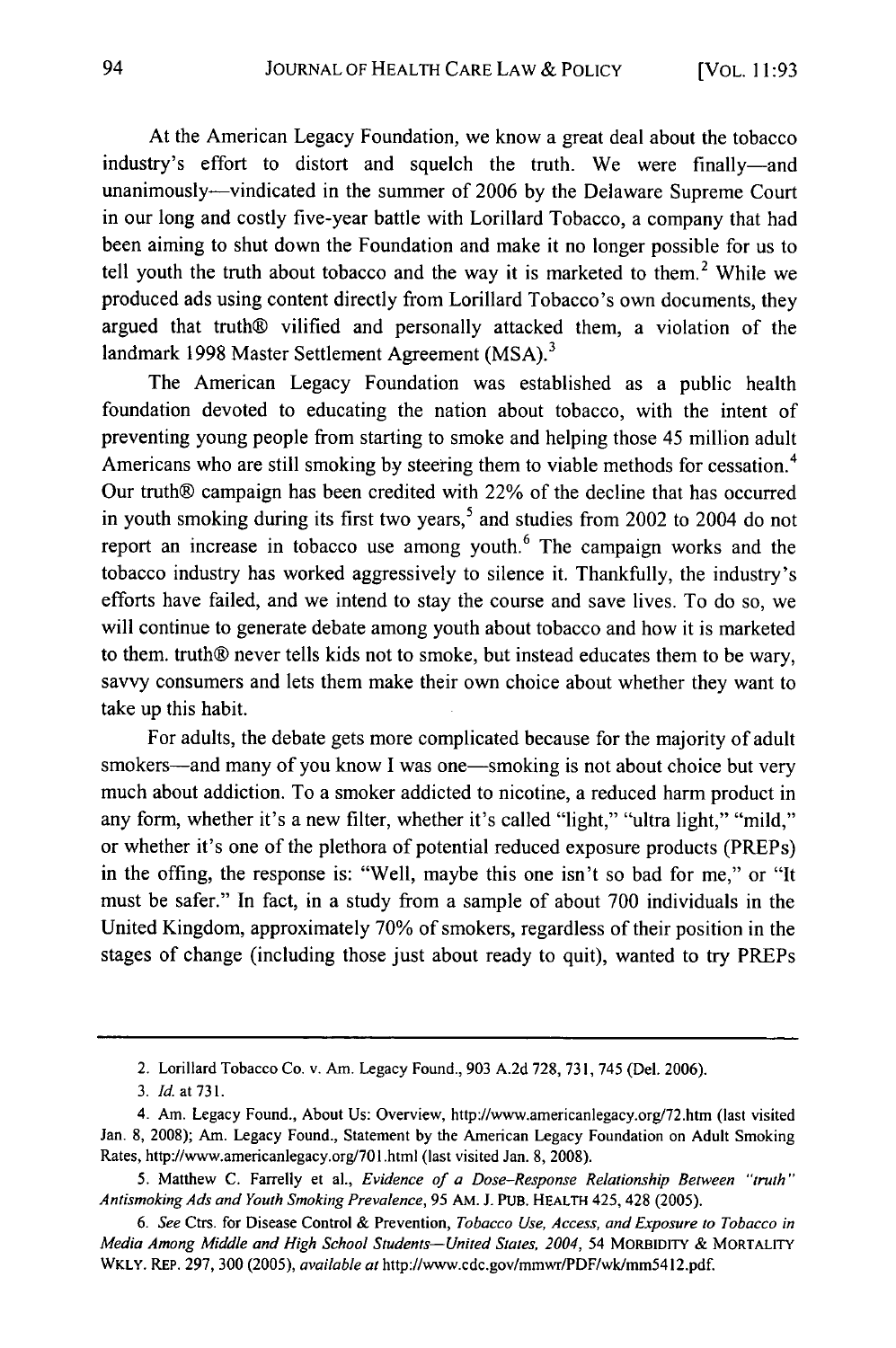At the American Legacy Foundation, we know a great deal about the tobacco industry's effort to distort and squelch the truth. We were finally—and unanimously—vindicated in the summer of 2006 by the Delaware Supreme Court in our long and costly five-year battle with Lorillard Tobacco, a company that had been aiming to shut down the Foundation and make it no longer possible for us to tell youth the truth about tobacco and the way it is marketed to them.[2] While we produced ads using content directly from Lorillard Tobacco's own documents, they argued that truth® vilified and personally attacked them, a violation of the landmark 1998 Master Settlement Agreement (MSA).[3]

The American Legacy Foundation was established as a public health foundation devoted to educating the nation about tobacco, with the intent of preventing young people from starting to smoke and helping those 45 million adult Americans who are still smoking by steering them to viable methods for cessation.[4] Our truth® campaign has been credited with 22% of the decline that has occurred in youth smoking during its first two years,[5] and studies from 2002 to 2004 do not report an increase in tobacco use among youth.[6] The campaign works and the tobacco industry has worked aggressively to silence it. Thankfully, the industry's efforts have failed, and we intend to stay the course and save lives. To do so, we will continue to generate debate among youth about tobacco and how it is marketed to them. truth® never tells kids not to smoke, but instead educates them to be wary, savvy consumers and lets them make their own choice about whether they want to take up this habit.

For adults, the debate gets more complicated because for the majority of adult smokers—and many of you know I was one—smoking is not about choice but very much about addiction. To a smoker addicted to nicotine, a reduced harm product in any form, whether it's a new filter, whether it's called "light," "ultra light," "mild," or whether it's one of the plethora of potential reduced exposure products (PREPs) in the offing, the response is: "Well, maybe this one isn't so bad for me," or "It must be safer." In fact, in a study from a sample of about 700 individuals in the United Kingdom, approximately 70% of smokers, regardless of their position in the stages of change (including those just about ready to quit), wanted to try PREPs

---

2. Lorillard Tobacco Co. v. Am. Legacy Found., 903 A.2d 728, 731, 745 (Del. 2006).

3. *Id.* at 731.

4. Am. Legacy Found., About Us: Overview, http://www.americanlegacy.org/72.htm (last visited Jan. 8, 2008); Am. Legacy Found., Statement by the American Legacy Foundation on Adult Smoking Rates, http://www.americanlegacy.org/701.html (last visited Jan. 8, 2008).

5. Matthew C. Farrelly et al., *Evidence of a Dose-Response Relationship Between "truth" Antismoking Ads and Youth Smoking Prevalence*, 95 AM. J. PUB. HEALTH 425, 428 (2005).

6. *See* Ctrs. for Disease Control & Prevention, *Tobacco Use, Access, and Exposure to Tobacco in Media Among Middle and High School Students—United States, 2004*, 54 MORBIDITY & MORTALITY WKLY. REP. 297, 300 (2005), *available at* http://www.cdc.gov/mmwr/PDF/wk/mm5412.pdf.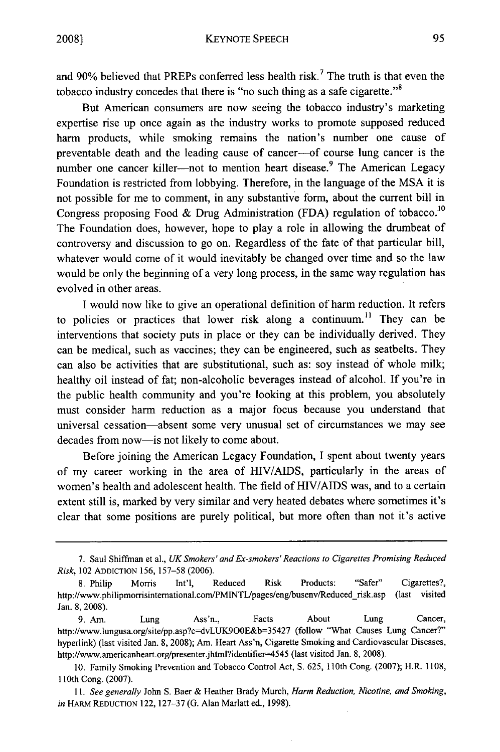and 90% believed that PREPs conferred less health risk.[7] The truth is that even the tobacco industry concedes that there is "no such thing as a safe cigarette."[8]

But American consumers are now seeing the tobacco industry's marketing expertise rise up once again as the industry works to promote supposed reduced harm products, while smoking remains the nation's number one cause of preventable death and the leading cause of cancer—of course lung cancer is the number one cancer killer—not to mention heart disease.[9] The American Legacy Foundation is restricted from lobbying. Therefore, in the language of the MSA it is not possible for me to comment, in any substantive form, about the current bill in Congress proposing Food & Drug Administration (FDA) regulation of tobacco.[10] The Foundation does, however, hope to play a role in allowing the drumbeat of controversy and discussion to go on. Regardless of the fate of that particular bill, whatever would come of it would inevitably be changed over time and so the law would be only the beginning of a very long process, in the same way regulation has evolved in other areas.

I would now like to give an operational definition of harm reduction. It refers to policies or practices that lower risk along a continuum.[11] They can be interventions that society puts in place or they can be individually derived. They can be medical, such as vaccines; they can be engineered, such as seatbelts. They can also be activities that are substitutional, such as: soy instead of whole milk; healthy oil instead of fat; non-alcoholic beverages instead of alcohol. If you're in the public health community and you're looking at this problem, you absolutely must consider harm reduction as a major focus because you understand that universal cessation—absent some very unusual set of circumstances we may see decades from now—is not likely to come about.

Before joining the American Legacy Foundation, I spent about twenty years of my career working in the area of HIV/AIDS, particularly in the areas of women's health and adolescent health. The field of HIV/AIDS was, and to a certain extent still is, marked by very similar and very heated debates where sometimes it's clear that some positions are purely political, but more often than not it's active

---

7. Saul Shiffman et al., *UK Smokers' and Ex-smokers' Reactions to Cigarettes Promising Reduced Risk*, 102 ADDICTION 156, 157–58 (2006).

8. Philip Morris Int'l, Reduced Risk Products: "Safer" Cigarettes?, http://www.philipmorrisinternational.com/PMINTL/pages/eng/busenv/Reduced_risk.asp (last visited Jan. 8, 2008).

9. Am. Lung Ass'n., Facts About Lung Cancer, http://www.lungusa.org/site/pp.asp?c=dvLUK9O0E&b=35427 (follow "What Causes Lung Cancer?" hyperlink) (last visited Jan. 8, 2008); Am. Heart Ass'n, Cigarette Smoking and Cardiovascular Diseases, http://www.americanheart.org/presenter.jhtml?identifier=4545 (last visited Jan. 8, 2008).

10. Family Smoking Prevention and Tobacco Control Act, S. 625, 110th Cong. (2007); H.R. 1108, 110th Cong. (2007).

11. *See generally* John S. Baer & Heather Brady Murch, *Harm Reduction, Nicotine, and Smoking*, *in* HARM REDUCTION 122, 127–37 (G. Alan Marlatt ed., 1998).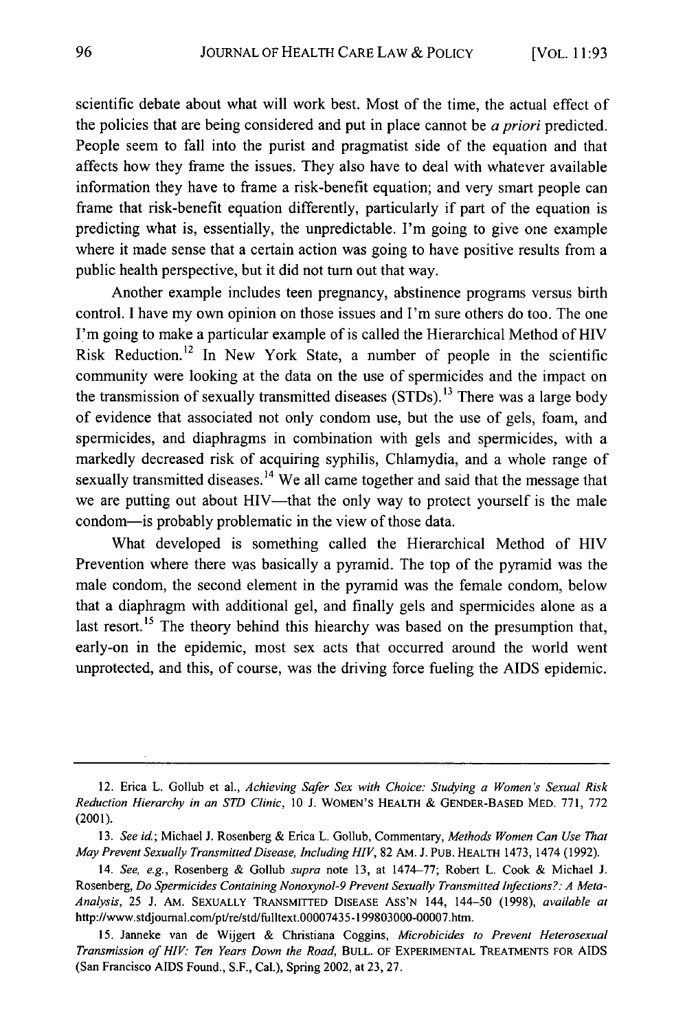scientific debate about what will work best. Most of the time, the actual effect of the policies that are being considered and put in place cannot be *a priori* predicted. People seem to fall into the purist and pragmatist side of the equation and that affects how they frame the issues. They also have to deal with whatever available information they have to frame a risk-benefit equation; and very smart people can frame that risk-benefit equation differently, particularly if part of the equation is predicting what is, essentially, the unpredictable. I'm going to give one example where it made sense that a certain action was going to have positive results from a public health perspective, but it did not turn out that way.

Another example includes teen pregnancy, abstinence programs versus birth control. I have my own opinion on those issues and I'm sure others do too. The one I'm going to make a particular example of is called the Hierarchical Method of HIV Risk Reduction.[12] In New York State, a number of people in the scientific community were looking at the data on the use of spermicides and the impact on the transmission of sexually transmitted diseases (STDs).[13] There was a large body of evidence that associated not only condom use, but the use of gels, foam, and spermicides, and diaphragms in combination with gels and spermicides, with a markedly decreased risk of acquiring syphilis, Chlamydia, and a whole range of sexually transmitted diseases.[14] We all came together and said that the message that we are putting out about HIV—that the only way to protect yourself is the male condom—is probably problematic in the view of those data.

What developed is something called the Hierarchical Method of HIV Prevention where there was basically a pyramid. The top of the pyramid was the male condom, the second element in the pyramid was the female condom, below that a diaphragm with additional gel, and finally gels and spermicides alone as a last resort.[15] The theory behind this hiearchy was based on the presumption that, early-on in the epidemic, most sex acts that occurred around the world went unprotected, and this, of course, was the driving force fueling the AIDS epidemic.

---

12. Erica L. Gollub et al., *Achieving Safer Sex with Choice: Studying a Women's Sexual Risk Reduction Hierarchy in an STD Clinic*, 10 J. WOMEN'S HEALTH & GENDER-BASED MED. 771, 772 (2001).

13. *See id.*; Michael J. Rosenberg & Erica L. Gollub, Commentary, *Methods Women Can Use That May Prevent Sexually Transmitted Disease, Including HIV*, 82 AM. J. PUB. HEALTH 1473, 1474 (1992).

14. *See, e.g.*, Rosenberg & Gollub *supra* note 13, at 1474–77; Robert L. Cook & Michael J. Rosenberg, *Do Spermicides Containing Nonoxynol-9 Prevent Sexually Transmitted Infections?: A Meta-Analysis*, 25 J. AM. SEXUALLY TRANSMITTED DISEASE ASS'N 144, 144–50 (1998), *available at* http://www.stdjournal.com/pt/re/std/fulltext.00007435-199803000-00007.htm.

15. Janneke van de Wijgert & Christiana Coggins, *Microbicides to Prevent Heterosexual Transmission of HIV: Ten Years Down the Road*, BULL. OF EXPERIMENTAL TREATMENTS FOR AIDS (San Francisco AIDS Found., S.F., Cal.), Spring 2002, at 23, 27.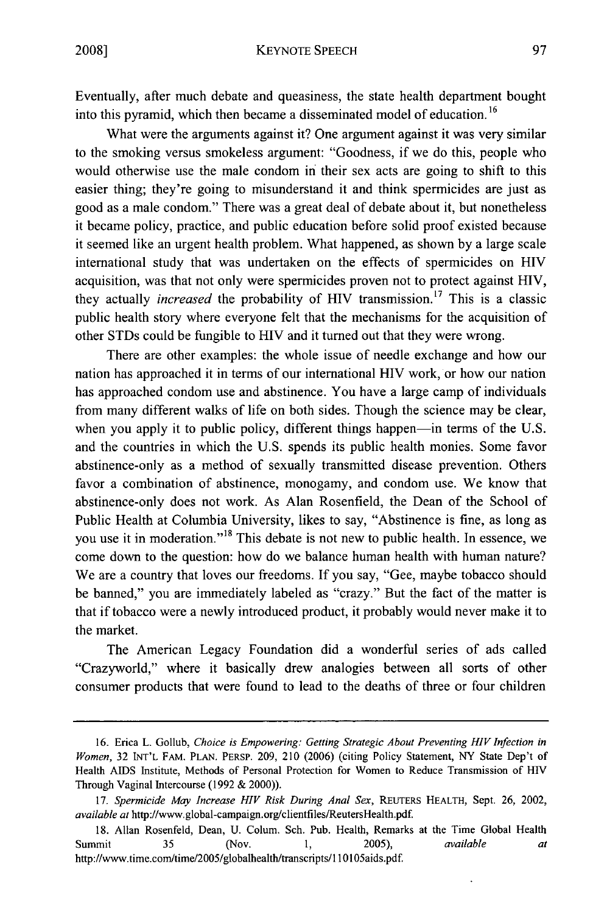Eventually, after much debate and queasiness, the state health department bought into this pyramid, which then became a disseminated model of education.[16]

What were the arguments against it? One argument against it was very similar to the smoking versus smokeless argument: "Goodness, if we do this, people who would otherwise use the male condom in their sex acts are going to shift to this easier thing; they're going to misunderstand it and think spermicides are just as good as a male condom." There was a great deal of debate about it, but nonetheless it became policy, practice, and public education before solid proof existed because it seemed like an urgent health problem. What happened, as shown by a large scale international study that was undertaken on the effects of spermicides on HIV acquisition, was that not only were spermicides proven not to protect against HIV, they actually *increased* the probability of HIV transmission.[17] This is a classic public health story where everyone felt that the mechanisms for the acquisition of other STDs could be fungible to HIV and it turned out that they were wrong.

There are other examples: the whole issue of needle exchange and how our nation has approached it in terms of our international HIV work, or how our nation has approached condom use and abstinence. You have a large camp of individuals from many different walks of life on both sides. Though the science may be clear, when you apply it to public policy, different things happen—in terms of the U.S. and the countries in which the U.S. spends its public health monies. Some favor abstinence-only as a method of sexually transmitted disease prevention. Others favor a combination of abstinence, monogamy, and condom use. We know that abstinence-only does not work. As Alan Rosenfield, the Dean of the School of Public Health at Columbia University, likes to say, "Abstinence is fine, as long as you use it in moderation."[18] This debate is not new to public health. In essence, we come down to the question: how do we balance human health with human nature? We are a country that loves our freedoms. If you say, "Gee, maybe tobacco should be banned," you are immediately labeled as "crazy." But the fact of the matter is that if tobacco were a newly introduced product, it probably would never make it to the market.

The American Legacy Foundation did a wonderful series of ads called "Crazyworld," where it basically drew analogies between all sorts of other consumer products that were found to lead to the deaths of three or four children

---

16. Erica L. Gollub, *Choice is Empowering: Getting Strategic About Preventing HIV Infection in Women*, 32 INT'L FAM. PLAN. PERSP. 209, 210 (2006) (citing Policy Statement, NY State Dep't of Health AIDS Institute, Methods of Personal Protection for Women to Reduce Transmission of HIV Through Vaginal Intercourse (1992 & 2000)).

17. *Spermicide May Increase HIV Risk During Anal Sex*, REUTERS HEALTH, Sept. 26, 2002, *available at* http://www.global-campaign.org/clientfiles/ReutersHealth.pdf.

18. Allan Rosenfeld, Dean, U. Colum. Sch. Pub. Health, Remarks at the Time Global Health Summit 35 (Nov. 1, 2005), *available at* http://www.time.com/time/2005/globalhealth/transcripts/110105aids.pdf.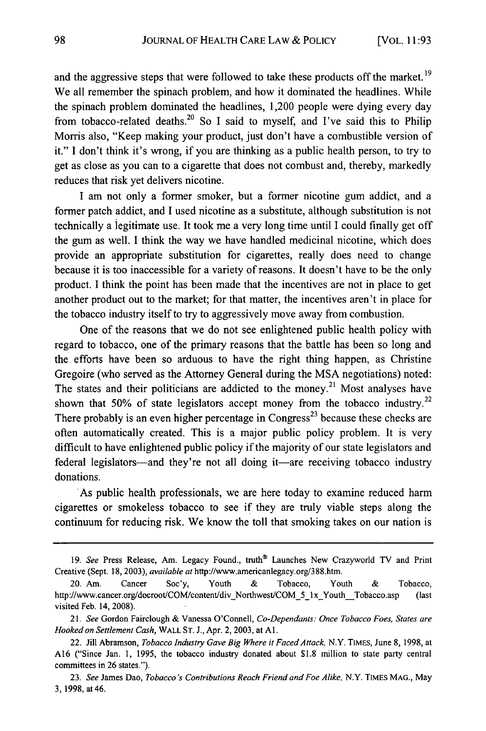and the aggressive steps that were followed to take these products off the market.[19] We all remember the spinach problem, and how it dominated the headlines. While the spinach problem dominated the headlines, 1,200 people were dying every day from tobacco-related deaths.[20] So I said to myself, and I've said this to Philip Morris also, "Keep making your product, just don't have a combustible version of it." I don't think it's wrong, if you are thinking as a public health person, to try to get as close as you can to a cigarette that does not combust and, thereby, markedly reduces that risk yet delivers nicotine.

I am not only a former smoker, but a former nicotine gum addict, and a former patch addict, and I used nicotine as a substitute, although substitution is not technically a legitimate use. It took me a very long time until I could finally get off the gum as well. I think the way we have handled medicinal nicotine, which does provide an appropriate substitution for cigarettes, really does need to change because it is too inaccessible for a variety of reasons. It doesn't have to be the only product. I think the point has been made that the incentives are not in place to get another product out to the market; for that matter, the incentives aren't in place for the tobacco industry itself to try to aggressively move away from combustion.

One of the reasons that we do not see enlightened public health policy with regard to tobacco, one of the primary reasons that the battle has been so long and the efforts have been so arduous to have the right thing happen, as Christine Gregoire (who served as the Attorney General during the MSA negotiations) noted: The states and their politicians are addicted to the money.[21] Most analyses have shown that 50% of state legislators accept money from the tobacco industry.[22] There probably is an even higher percentage in Congress[23] because these checks are often automatically created. This is a major public policy problem. It is very difficult to have enlightened public policy if the majority of our state legislators and federal legislators—and they're not all doing it—are receiving tobacco industry donations.

As public health professionals, we are here today to examine reduced harm cigarettes or smokeless tobacco to see if they are truly viable steps along the continuum for reducing risk. We know the toll that smoking takes on our nation is

---

19. *See* Press Release, Am. Legacy Found., truth® Launches New Crazyworld TV and Print Creative (Sept. 18, 2003), *available at* http://www.americanlegacy.org/388.htm.

20. Am. Cancer Soc'y, Youth & Tobacco, Youth & Tobacco, http://www.cancer.org/docroot/COM/content/div_Northwest/COM_5_1x_Youth__Tobacco.asp (last visited Feb. 14, 2008).

21. *See* Gordon Fairclough & Vanessa O'Connell, *Co-Dependants: Once Tobacco Foes, States are Hooked on Settlement Cash*, WALL ST. J., Apr. 2, 2003, at A1.

22. Jill Abramson, *Tobacco Industry Gave Big Where it Faced Attack*, N.Y. TIMES, June 8, 1998, at A16 ("Since Jan. 1, 1995, the tobacco industry donated about $1.8 million to state party central committees in 26 states.").

23. *See* James Dao, *Tobacco's Contributions Reach Friend and Foe Alike*, N.Y. TIMES MAG., May 3, 1998, at 46.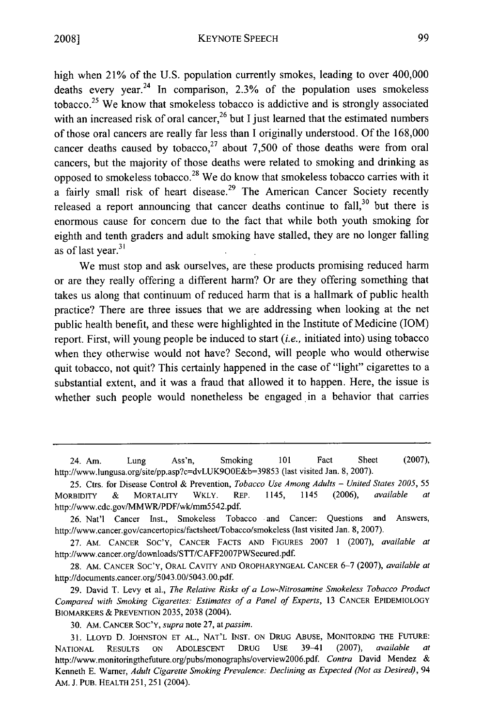high when 21% of the U.S. population currently smokes, leading to over 400,000 deaths every year.[24] In comparison, 2.3% of the population uses smokeless tobacco.[25] We know that smokeless tobacco is addictive and is strongly associated with an increased risk of oral cancer,[26] but I just learned that the estimated numbers of those oral cancers are really far less than I originally understood. Of the 168,000 cancer deaths caused by tobacco,[27] about 7,500 of those deaths were from oral cancers, but the majority of those deaths were related to smoking and drinking as opposed to smokeless tobacco.[28] We do know that smokeless tobacco carries with it a fairly small risk of heart disease.[29] The American Cancer Society recently released a report announcing that cancer deaths continue to fall,[30] but there is enormous cause for concern due to the fact that while both youth smoking for eighth and tenth graders and adult smoking have stalled, they are no longer falling as of last year.[31]

We must stop and ask ourselves, are these products promising reduced harm or are they really offering a different harm? Or are they offering something that takes us along that continuum of reduced harm that is a hallmark of public health practice? There are three issues that we are addressing when looking at the net public health benefit, and these were highlighted in the Institute of Medicine (IOM) report. First, will young people be induced to start (*i.e.*, initiated into) using tobacco when they otherwise would not have? Second, will people who would otherwise quit tobacco, not quit? This certainly happened in the case of "light" cigarettes to a substantial extent, and it was a fraud that allowed it to happen. Here, the issue is whether such people would nonetheless be engaged in a behavior that carries

---

24. Am. Lung Ass'n, Smoking 101 Fact Sheet (2007), http://www.lungusa.org/site/pp.asp?c=dvLUK9O0E&b=39853 (last visited Jan. 8, 2007).

25. Ctrs. for Disease Control & Prevention, *Tobacco Use Among Adults – United States 2005*, 55 MORBIDITY & MORTALITY WKLY. REP. 1145, 1145 (2006), *available at* http://www.cdc.gov/MMWR/PDF/wk/mm5542.pdf.

26. Nat'l Cancer Inst., Smokeless Tobacco and Cancer: Questions and Answers, http://www.cancer.gov/cancertopics/factsheet/Tobacco/smokeless (last visited Jan. 8, 2007).

27. AM. CANCER SOC'Y, CANCER FACTS AND FIGURES 2007 1 (2007), *available at* http://www.cancer.org/downloads/STT/CAFF2007PWSecured.pdf.

28. AM. CANCER SOC'Y, ORAL CAVITY AND OROPHARYNGEAL CANCER 6–7 (2007), *available at* http://documents.cancer.org/5043.00/5043.00.pdf.

29. David T. Levy et al., *The Relative Risks of a Low-Nitrosamine Smokeless Tobacco Product Compared with Smoking Cigarettes: Estimates of a Panel of Experts*, 13 CANCER EPIDEMIOLOGY BIOMARKERS & PREVENTION 2035, 2038 (2004).

30. AM. CANCER SOC'Y, *supra* note 27, at *passim*.

31. LLOYD D. JOHNSTON ET AL., NAT'L INST. ON DRUG ABUSE, MONITORING THE FUTURE: NATIONAL RESULTS ON ADOLESCENT DRUG USE 39–41 (2007), *available at* http://www.monitoringthefuture.org/pubs/monographs/overview2006.pdf. *Contra* David Mendez & Kenneth E. Warner, *Adult Cigarette Smoking Prevalence: Declining as Expected (Not as Desired)*, 94 AM. J. PUB. HEALTH 251, 251 (2004).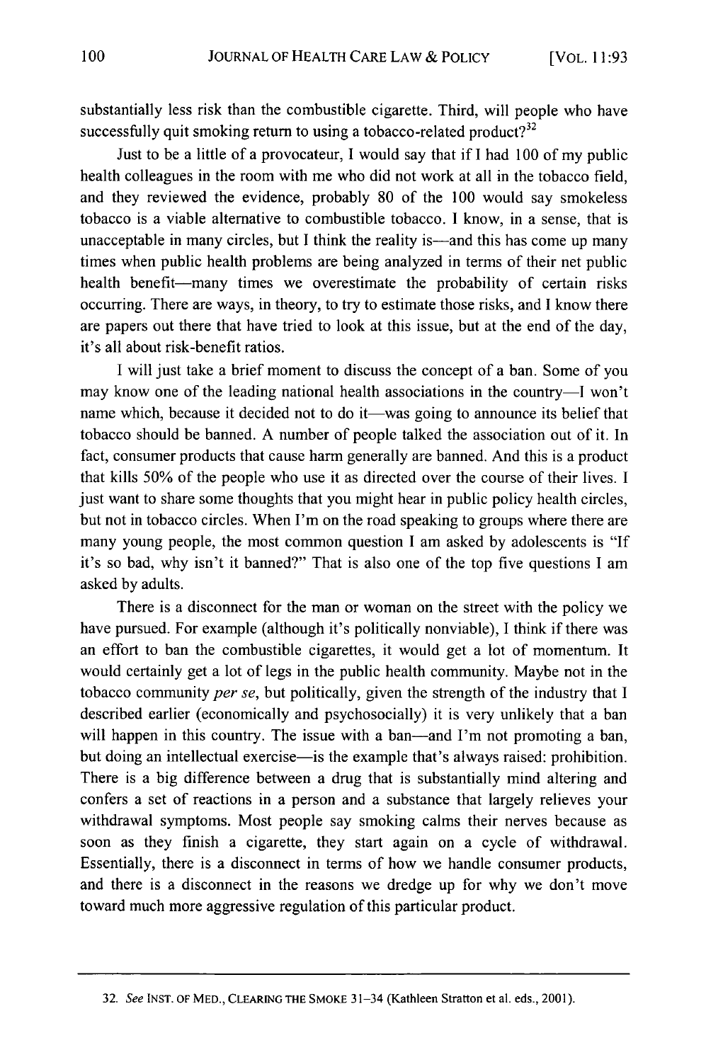substantially less risk than the combustible cigarette. Third, will people who have successfully quit smoking return to using a tobacco-related product?[32]

Just to be a little of a provocateur, I would say that if I had 100 of my public health colleagues in the room with me who did not work at all in the tobacco field, and they reviewed the evidence, probably 80 of the 100 would say smokeless tobacco is a viable alternative to combustible tobacco. I know, in a sense, that is unacceptable in many circles, but I think the reality is—and this has come up many times when public health problems are being analyzed in terms of their net public health benefit—many times we overestimate the probability of certain risks occurring. There are ways, in theory, to try to estimate those risks, and I know there are papers out there that have tried to look at this issue, but at the end of the day, it's all about risk-benefit ratios.

I will just take a brief moment to discuss the concept of a ban. Some of you may know one of the leading national health associations in the country—I won't name which, because it decided not to do it—was going to announce its belief that tobacco should be banned. A number of people talked the association out of it. In fact, consumer products that cause harm generally are banned. And this is a product that kills 50% of the people who use it as directed over the course of their lives. I just want to share some thoughts that you might hear in public policy health circles, but not in tobacco circles. When I'm on the road speaking to groups where there are many young people, the most common question I am asked by adolescents is "If it's so bad, why isn't it banned?" That is also one of the top five questions I am asked by adults.

There is a disconnect for the man or woman on the street with the policy we have pursued. For example (although it's politically nonviable), I think if there was an effort to ban the combustible cigarettes, it would get a lot of momentum. It would certainly get a lot of legs in the public health community. Maybe not in the tobacco community *per se*, but politically, given the strength of the industry that I described earlier (economically and psychosocially) it is very unlikely that a ban will happen in this country. The issue with a ban—and I'm not promoting a ban, but doing an intellectual exercise—is the example that's always raised: prohibition. There is a big difference between a drug that is substantially mind altering and confers a set of reactions in a person and a substance that largely relieves your withdrawal symptoms. Most people say smoking calms their nerves because as soon as they finish a cigarette, they start again on a cycle of withdrawal. Essentially, there is a disconnect in terms of how we handle consumer products, and there is a disconnect in the reasons we dredge up for why we don't move toward much more aggressive regulation of this particular product.

---

32. *See* INST. OF MED., CLEARING THE SMOKE 31–34 (Kathleen Stratton et al. eds., 2001).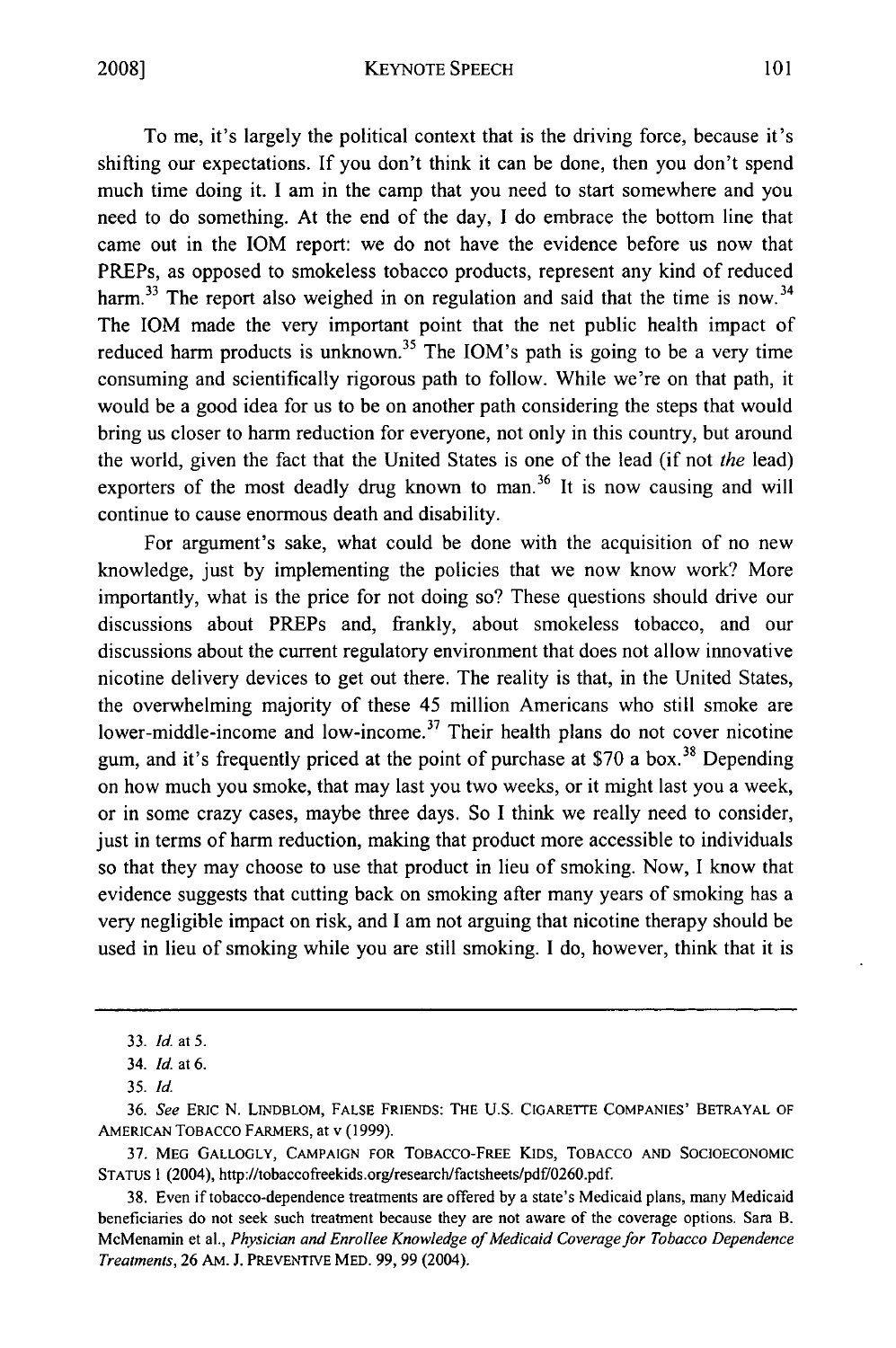To me, it's largely the political context that is the driving force, because it's shifting our expectations. If you don't think it can be done, then you don't spend much time doing it. I am in the camp that you need to start somewhere and you need to do something. At the end of the day, I do embrace the bottom line that came out in the IOM report: we do not have the evidence before us now that PREPs, as opposed to smokeless tobacco products, represent any kind of reduced harm.[33] The report also weighed in on regulation and said that the time is now.[34] The IOM made the very important point that the net public health impact of reduced harm products is unknown.[35] The IOM's path is going to be a very time consuming and scientifically rigorous path to follow. While we're on that path, it would be a good idea for us to be on another path considering the steps that would bring us closer to harm reduction for everyone, not only in this country, but around the world, given the fact that the United States is one of the lead (if not *the* lead) exporters of the most deadly drug known to man.[36] It is now causing and will continue to cause enormous death and disability.

For argument's sake, what could be done with the acquisition of no new knowledge, just by implementing the policies that we now know work? More importantly, what is the price for not doing so? These questions should drive our discussions about PREPs and, frankly, about smokeless tobacco, and our discussions about the current regulatory environment that does not allow innovative nicotine delivery devices to get out there. The reality is that, in the United States, the overwhelming majority of these 45 million Americans who still smoke are lower-middle-income and low-income.[37] Their health plans do not cover nicotine gum, and it's frequently priced at the point of purchase at $70 a box.[38] Depending on how much you smoke, that may last you two weeks, or it might last you a week, or in some crazy cases, maybe three days. So I think we really need to consider, just in terms of harm reduction, making that product more accessible to individuals so that they may choose to use that product in lieu of smoking. Now, I know that evidence suggests that cutting back on smoking after many years of smoking has a very negligible impact on risk, and I am not arguing that nicotine therapy should be used in lieu of smoking while you are still smoking. I do, however, think that it is

---

33. *Id.* at 5.

34. *Id.* at 6.

35. *Id.*

36. *See* ERIC N. LINDBLOM, FALSE FRIENDS: THE U.S. CIGARETTE COMPANIES' BETRAYAL OF AMERICAN TOBACCO FARMERS, at v (1999).

37. MEG GALLOGLY, CAMPAIGN FOR TOBACCO-FREE KIDS, TOBACCO AND SOCIOECONOMIC STATUS 1 (2004), http://tobaccofreekids.org/research/factsheets/pdf/0260.pdf.

38. Even if tobacco-dependence treatments are offered by a state's Medicaid plans, many Medicaid beneficiaries do not seek such treatment because they are not aware of the coverage options. Sara B. McMenamin et al., *Physician and Enrollee Knowledge of Medicaid Coverage for Tobacco Dependence Treatments*, 26 AM. J. PREVENTIVE MED. 99, 99 (2004).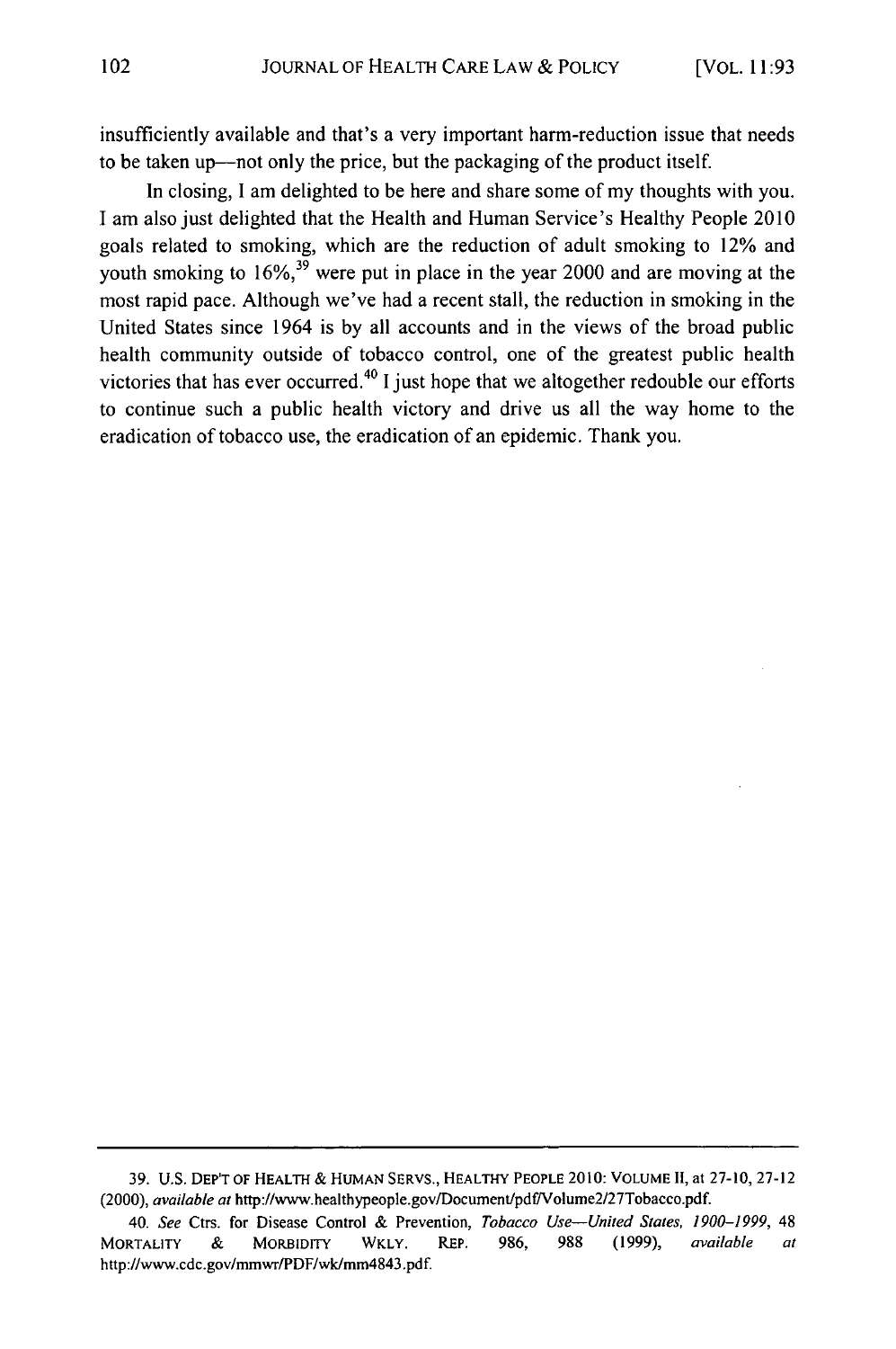insufficiently available and that's a very important harm-reduction issue that needs to be taken up—not only the price, but the packaging of the product itself.

In closing, I am delighted to be here and share some of my thoughts with you. I am also just delighted that the Health and Human Service's Healthy People 2010 goals related to smoking, which are the reduction of adult smoking to 12% and youth smoking to 16%,[39] were put in place in the year 2000 and are moving at the most rapid pace. Although we've had a recent stall, the reduction in smoking in the United States since 1964 is by all accounts and in the views of the broad public health community outside of tobacco control, one of the greatest public health victories that has ever occurred.[40] I just hope that we altogether redouble our efforts to continue such a public health victory and drive us all the way home to the eradication of tobacco use, the eradication of an epidemic. Thank you.

---

39. U.S. DEP'T OF HEALTH & HUMAN SERVS., HEALTHY PEOPLE 2010: VOLUME II, at 27-10, 27-12 (2000), *available at* http://www.healthypeople.gov/Document/pdf/Volume2/27Tobacco.pdf.

40. *See* Ctrs. for Disease Control & Prevention, *Tobacco Use—United States, 1900–1999*, 48 MORTALITY & MORBIDITY WKLY. REP. 986, 988 (1999), *available at* http://www.cdc.gov/mmwr/PDF/wk/mm4843.pdf.